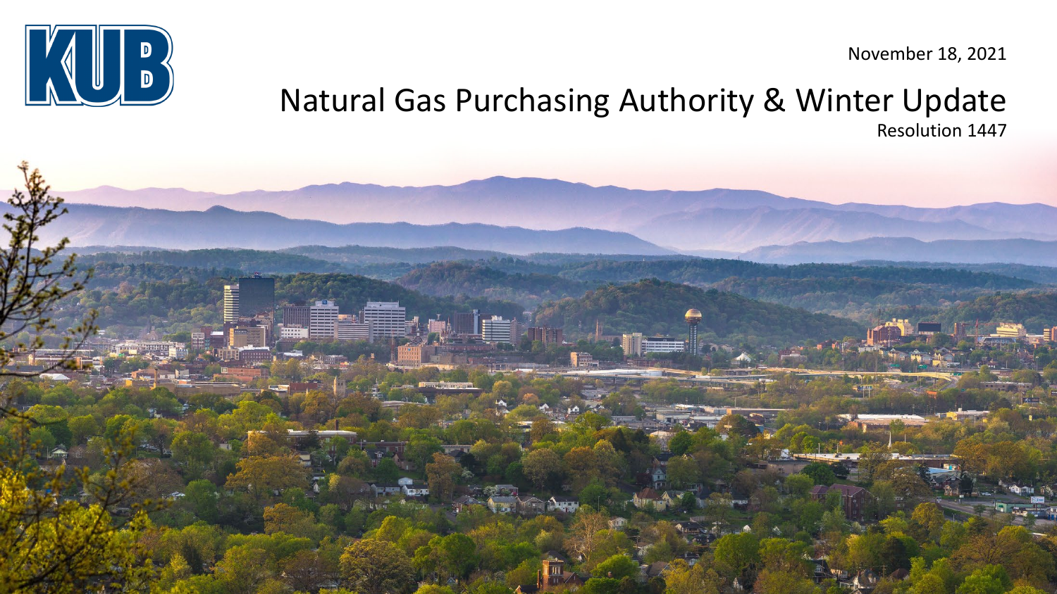KUB

November 18, 2021

# Natural Gas Purchasing Authority & Winter Update

Resolution 1447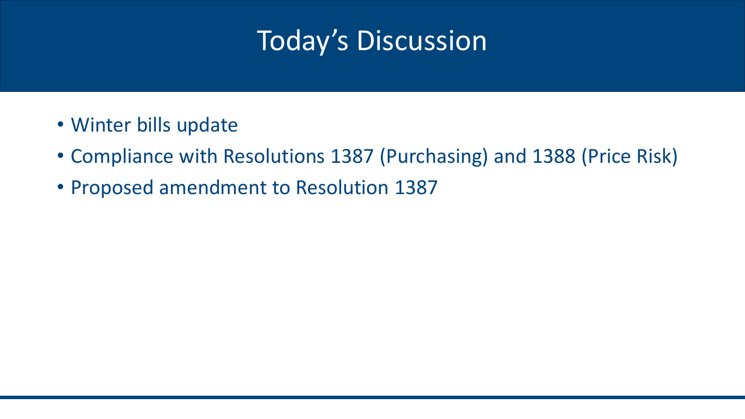# Today's Discussion

- Winter bills update
- Compliance with Resolutions 1387 (Purchasing) and 1388 (Price Risk)
- Proposed amendment to Resolution 1387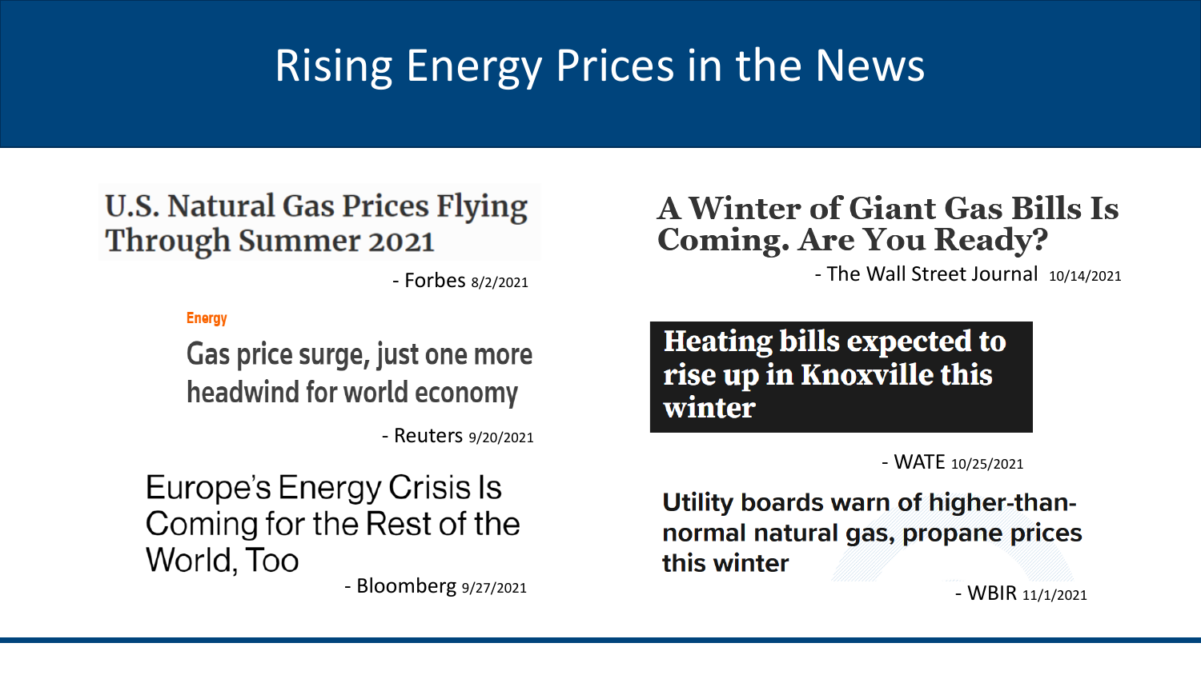# Rising Energy Prices in the News

**U.S. Natural Gas Prices Flying Through Summer 2021**

- Forbes 8/2/2021

Energy

**Gas price surge, just one more headwind for world economy**

- Reuters 9/20/2021

**Europe's Energy Crisis Is Coming for the Rest of the World, Too**

- Bloomberg 9/27/2021

**A Winter of Giant Gas Bills Is Coming. Are You Ready?**

- The Wall Street Journal 10/14/2021

**Heating bills expected to rise up in Knoxville this winter**

- WATE 10/25/2021

**Utility boards warn of higher-than-normal natural gas, propane prices this winter**

- WBIR 11/1/2021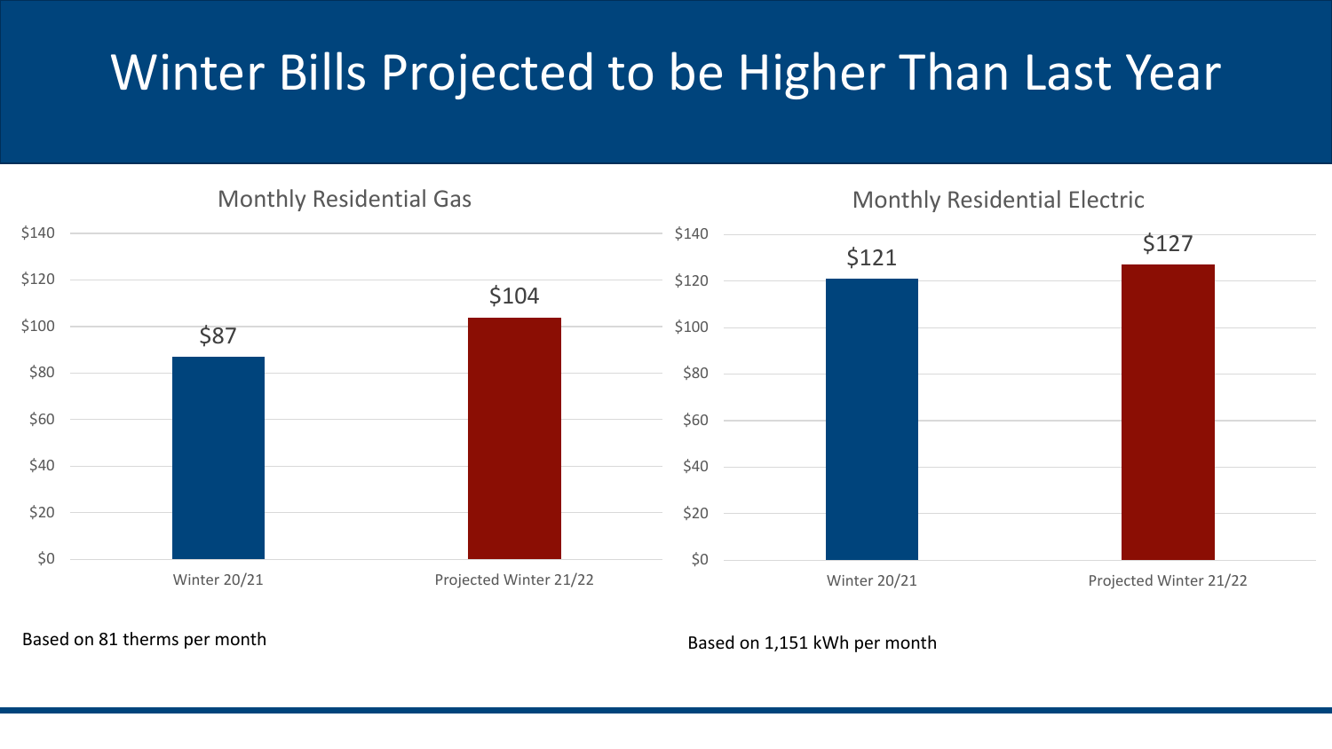# Winter Bills Projected to be Higher Than Last Year

## Monthly Residential Gas

| | Winter 20/21 | Projected Winter 21/22 |
|---|---|---|
| Monthly Residential Gas | $87 | $104 |

Based on 81 therms per month

## Monthly Residential Electric

| | Winter 20/21 | Projected Winter 21/22 |
|---|---|---|
| Monthly Residential Electric | $121 | $127 |

Based on 1,151 kWh per month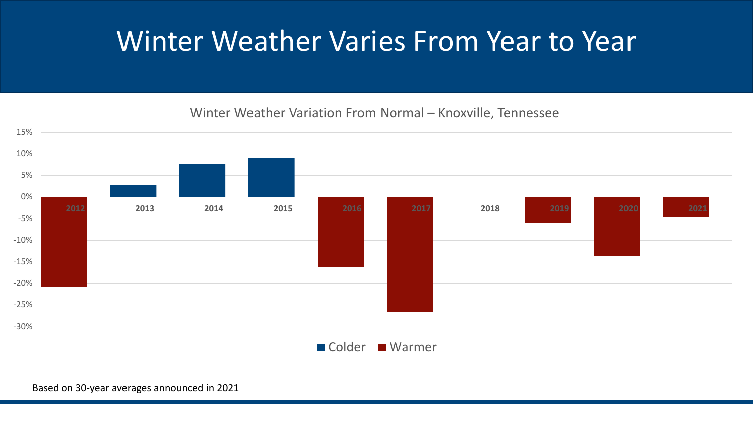# Winter Weather Varies From Year to Year

Winter Weather Variation From Normal – Knoxville, Tennessee

| Year | Variation | Type |
|---|---|---|
| 2012 | ~-21% | Warmer |
| 2013 | ~3% | Colder |
| 2014 | ~8% | Colder |
| 2015 | ~9% | Colder |
| 2016 | ~-16% | Warmer |
| 2017 | ~-27% | Warmer |
| 2018 | ~0% | |
| 2019 | ~-6% | Warmer |
| 2020 | ~-14% | Warmer |
| 2021 | ~-5% | Warmer |

■ Colder ■ Warmer

Based on 30-year averages announced in 2021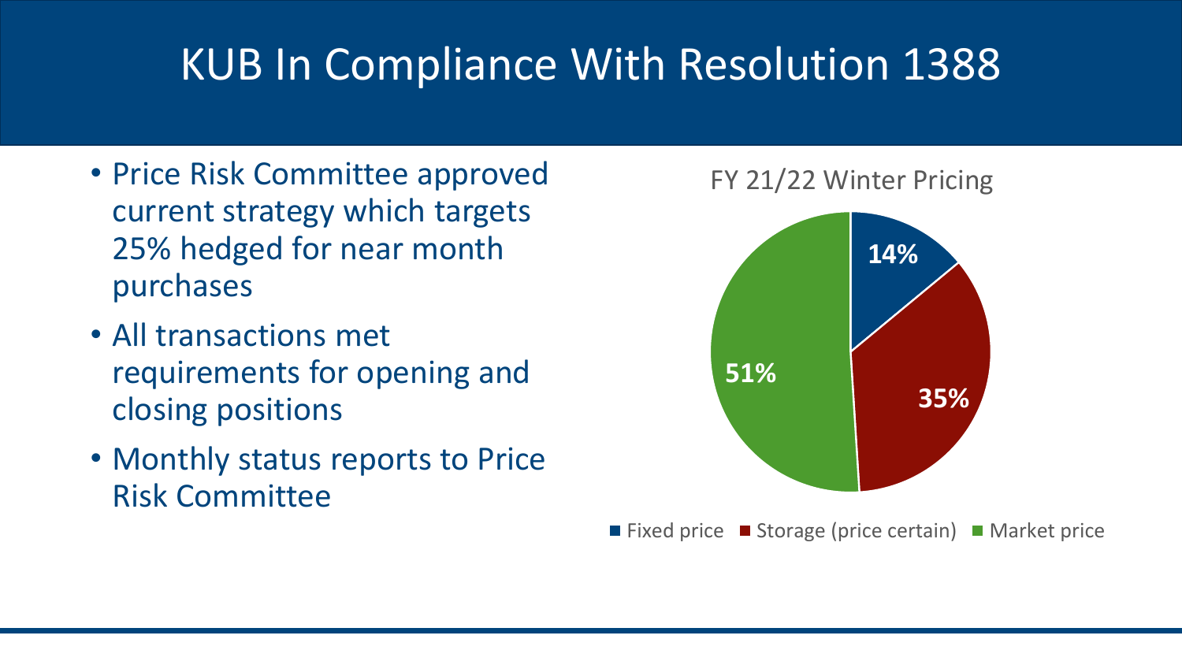# KUB In Compliance With Resolution 1388

- Price Risk Committee approved current strategy which targets 25% hedged for near month purchases
- All transactions met requirements for opening and closing positions
- Monthly status reports to Price Risk Committee

FY 21/22 Winter Pricing

| Category | Share |
| --- | --- |
| Fixed price | 14% |
| Storage (price certain) | 35% |
| Market price | 51% |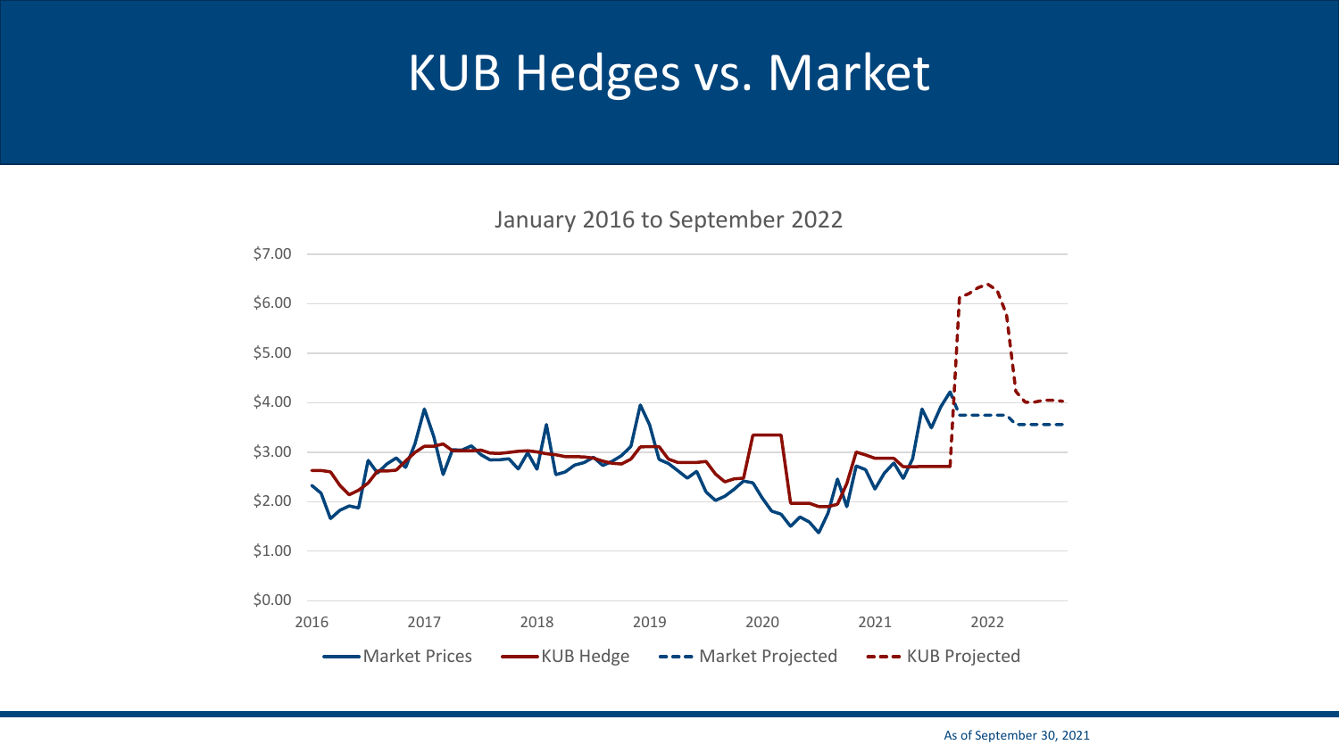# KUB Hedges vs. Market

January 2016 to September 2022

$7.00
$6.00
$5.00
$4.00
$3.00
$2.00
$1.00
$0.00

2016 2017 2018 2019 2020 2021 2022

Market Prices | KUB Hedge | Market Projected | KUB Projected

As of September 30, 2021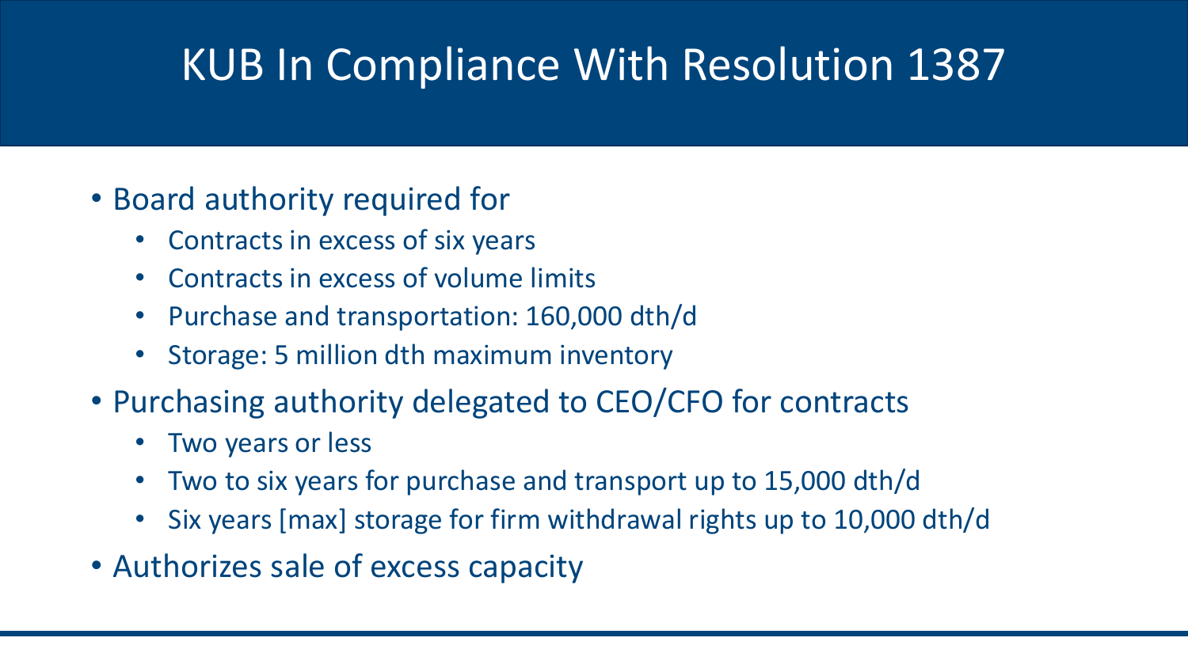# KUB In Compliance With Resolution 1387

- Board authority required for
  - Contracts in excess of six years
  - Contracts in excess of volume limits
  - Purchase and transportation: 160,000 dth/d
  - Storage: 5 million dth maximum inventory
- Purchasing authority delegated to CEO/CFO for contracts
  - Two years or less
  - Two to six years for purchase and transport up to 15,000 dth/d
  - Six years [max] storage for firm withdrawal rights up to 10,000 dth/d
- Authorizes sale of excess capacity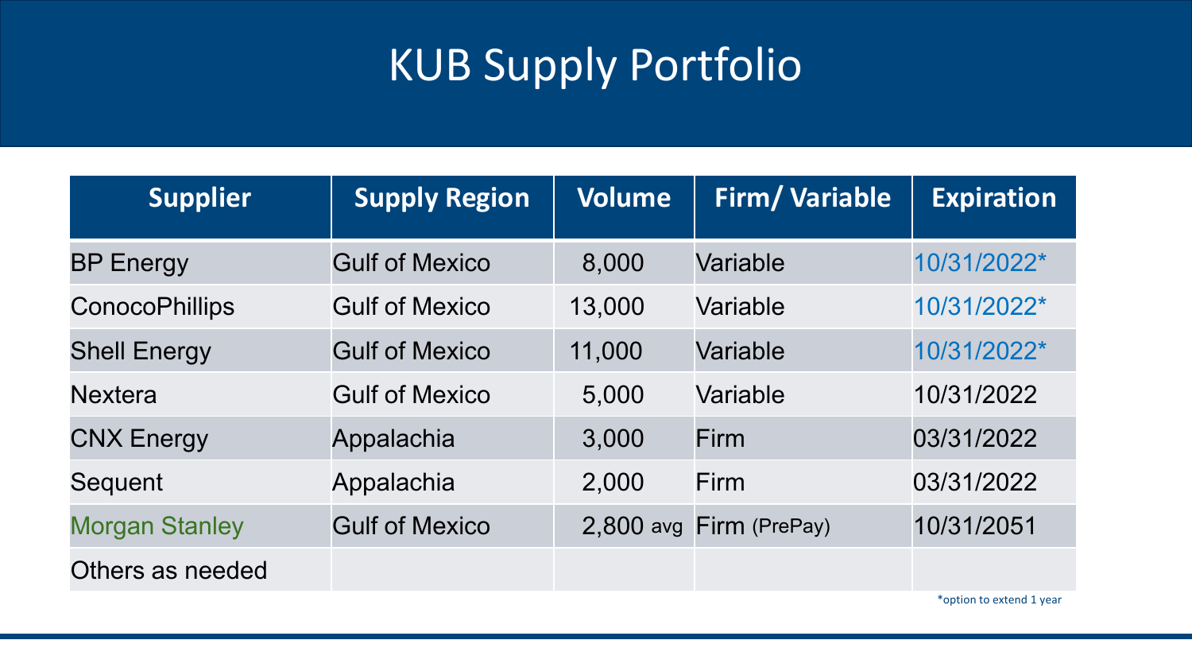# KUB Supply Portfolio

| Supplier | Supply Region | Volume | Firm/ Variable | Expiration |
|---|---|---|---|---|
| BP Energy | Gulf of Mexico | 8,000 | Variable | 10/31/2022* |
| ConocoPhillips | Gulf of Mexico | 13,000 | Variable | 10/31/2022* |
| Shell Energy | Gulf of Mexico | 11,000 | Variable | 10/31/2022* |
| Nextera | Gulf of Mexico | 5,000 | Variable | 10/31/2022 |
| CNX Energy | Appalachia | 3,000 | Firm | 03/31/2022 |
| Sequent | Appalachia | 2,000 | Firm | 03/31/2022 |
| Morgan Stanley | Gulf of Mexico | 2,800 avg | Firm (PrePay) | 10/31/2051 |
| Others as needed | | | | |

*option to extend 1 year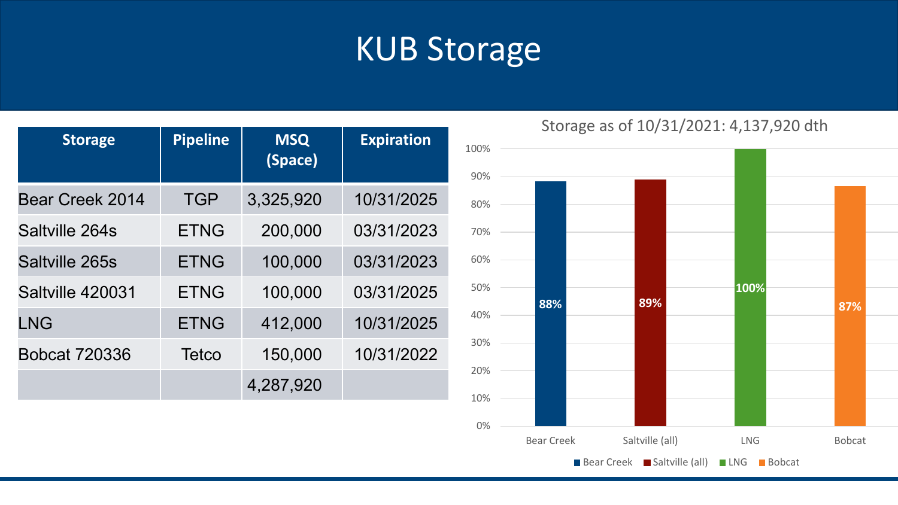# KUB Storage

| Storage | Pipeline | MSQ (Space) | Expiration |
|---|---|---|---|
| Bear Creek 2014 | TGP | 3,325,920 | 10/31/2025 |
| Saltville 264s | ETNG | 200,000 | 03/31/2023 |
| Saltville 265s | ETNG | 100,000 | 03/31/2023 |
| Saltville 420031 | ETNG | 100,000 | 03/31/2025 |
| LNG | ETNG | 412,000 | 10/31/2025 |
| Bobcat 720336 | Tetco | 150,000 | 10/31/2022 |
| | | 4,287,920 | |

Storage as of 10/31/2021: 4,137,920 dth

| Storage | Percent Full |
|---|---|
| Bear Creek | 88% |
| Saltville (all) | 89% |
| LNG | 100% |
| Bobcat | 87% |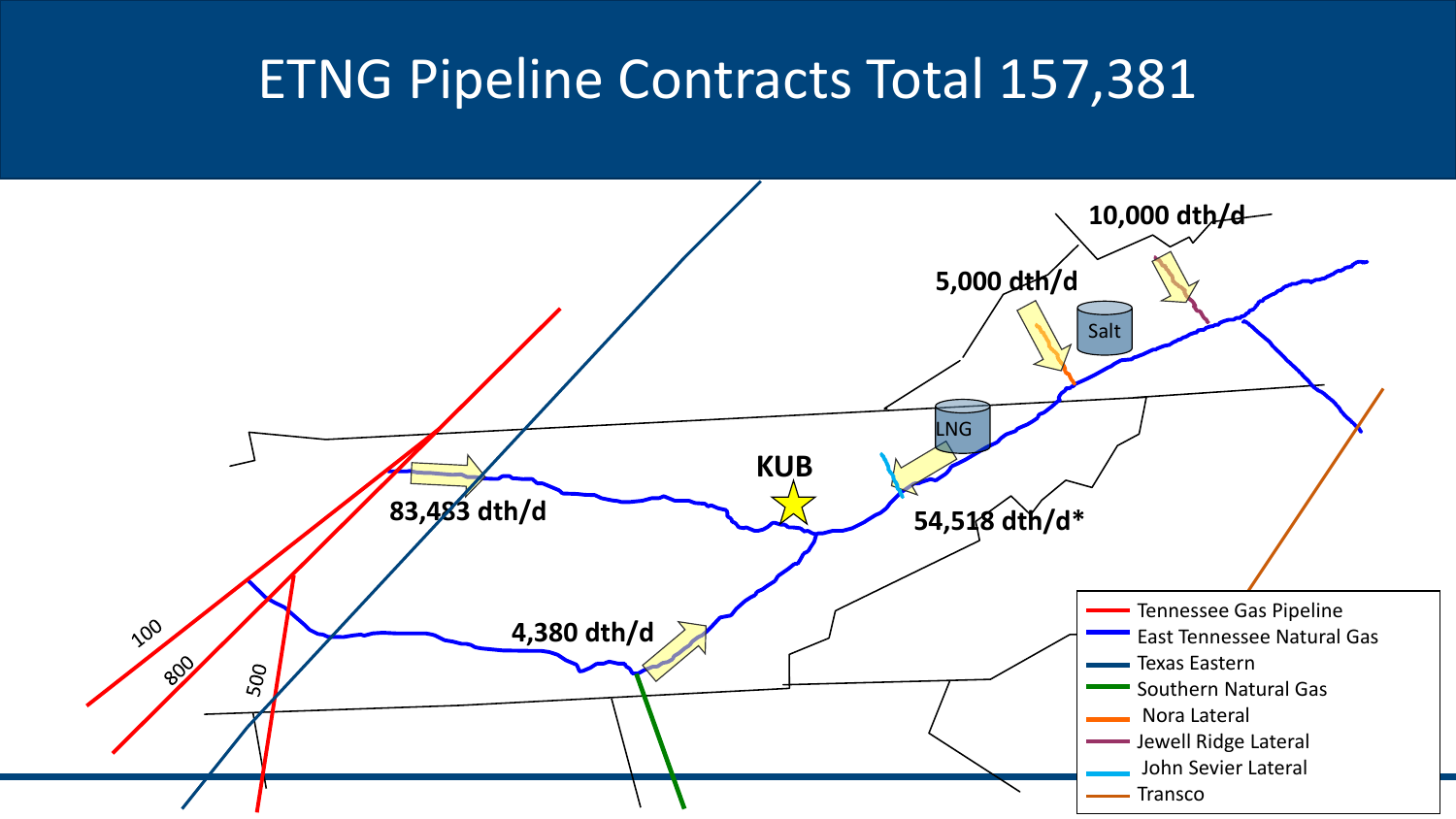# ETNG Pipeline Contracts Total 157,381

10,000 dth/d

5,000 dth/d

Salt

LNG

KUB

83,483 dth/d

54,518 dth/d*

4,380 dth/d

100

800

500

- Tennessee Gas Pipeline
- East Tennessee Natural Gas
- Texas Eastern
- Southern Natural Gas
- Nora Lateral
- Jewell Ridge Lateral
- John Sevier Lateral
- Transco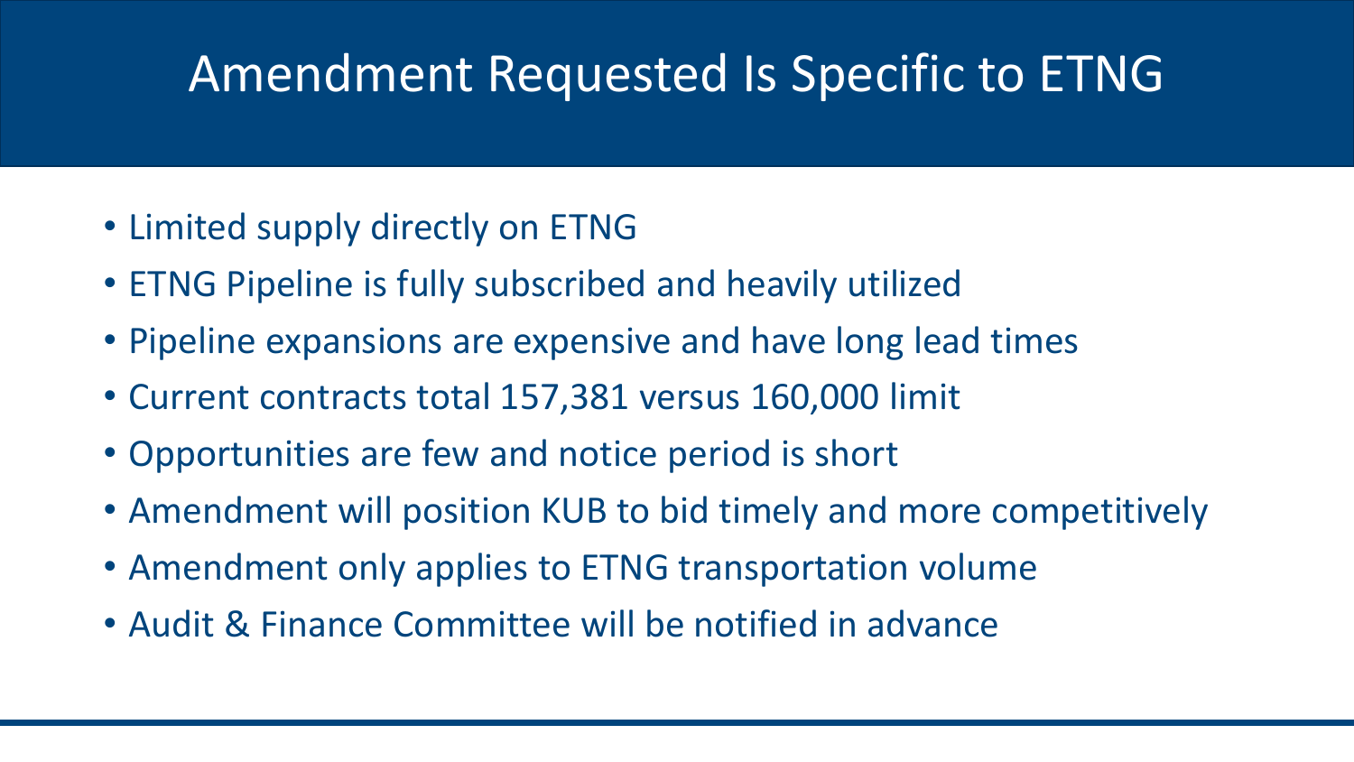# Amendment Requested Is Specific to ETNG

- Limited supply directly on ETNG
- ETNG Pipeline is fully subscribed and heavily utilized
- Pipeline expansions are expensive and have long lead times
- Current contracts total 157,381 versus 160,000 limit
- Opportunities are few and notice period is short
- Amendment will position KUB to bid timely and more competitively
- Amendment only applies to ETNG transportation volume
- Audit & Finance Committee will be notified in advance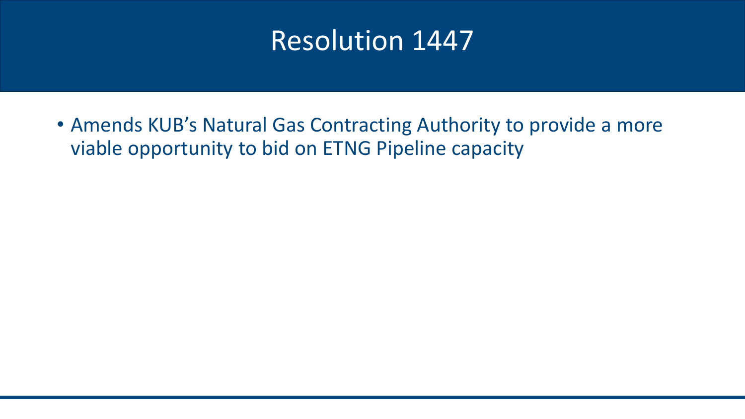# Resolution 1447

- Amends KUB’s Natural Gas Contracting Authority to provide a more viable opportunity to bid on ETNG Pipeline capacity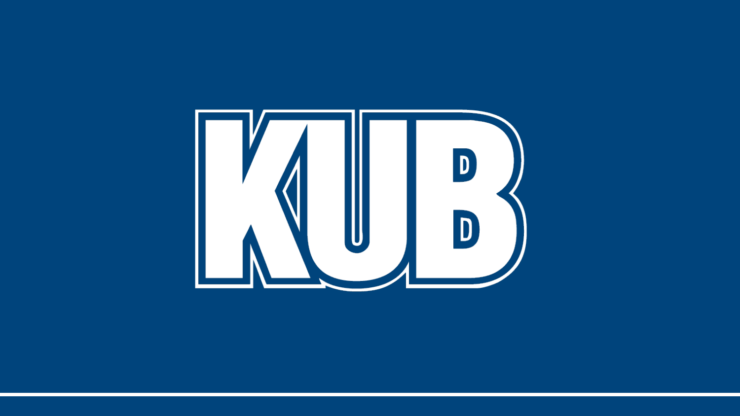KUB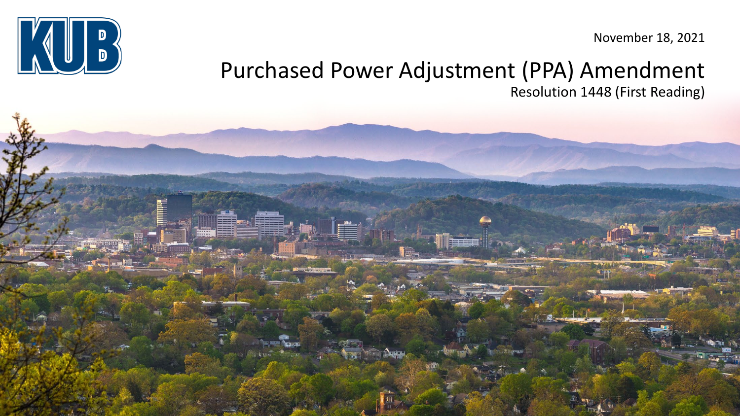KUB

November 18, 2021

# Purchased Power Adjustment (PPA) Amendment

Resolution 1448 (First Reading)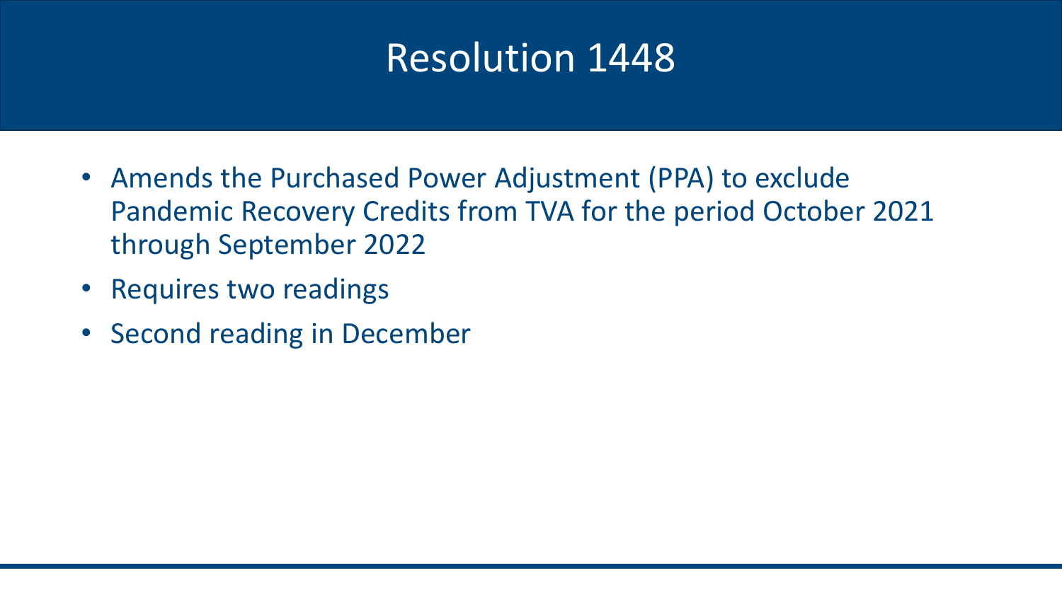# Resolution 1448

- Amends the Purchased Power Adjustment (PPA) to exclude Pandemic Recovery Credits from TVA for the period October 2021 through September 2022
- Requires two readings
- Second reading in December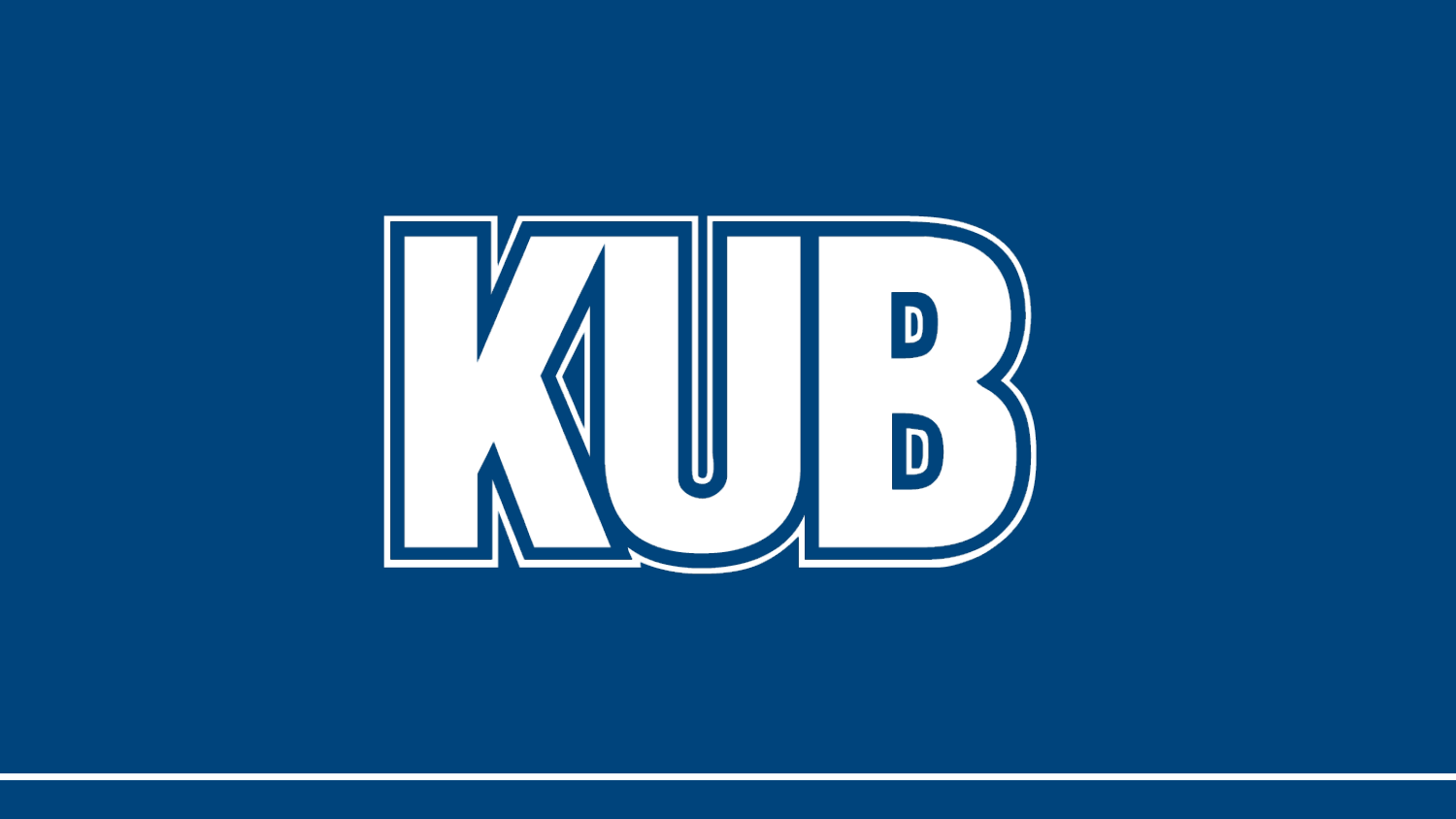# KUB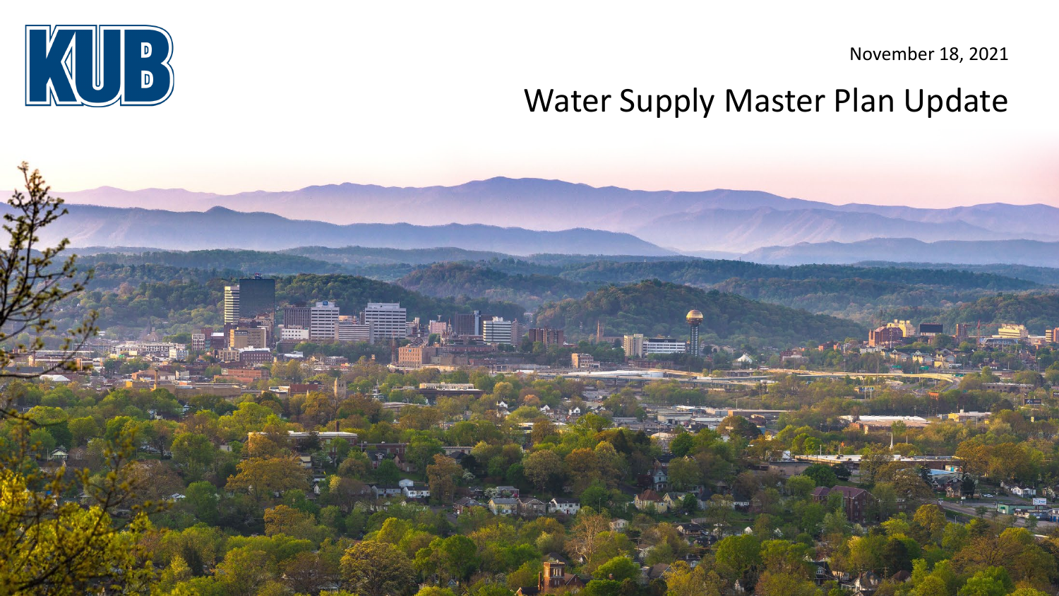November 18, 2021

# Water Supply Master Plan Update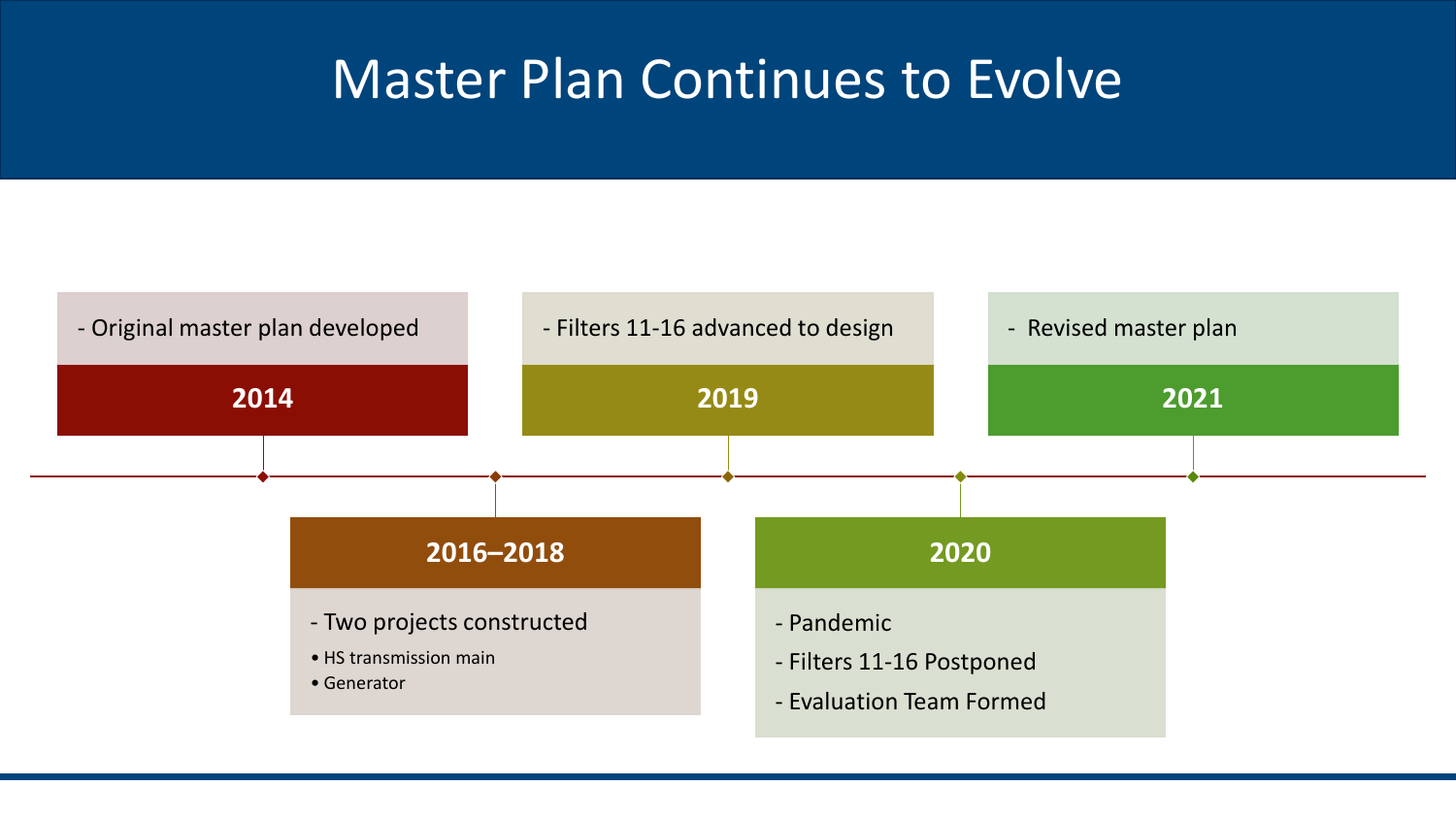# Master Plan Continues to Evolve

**2014**
- Original master plan developed

**2016–2018**
- Two projects constructed
  - HS transmission main
  - Generator

**2019**
- Filters 11-16 advanced to design

**2020**
- Pandemic
- Filters 11-16 Postponed
- Evaluation Team Formed

**2021**
- Revised master plan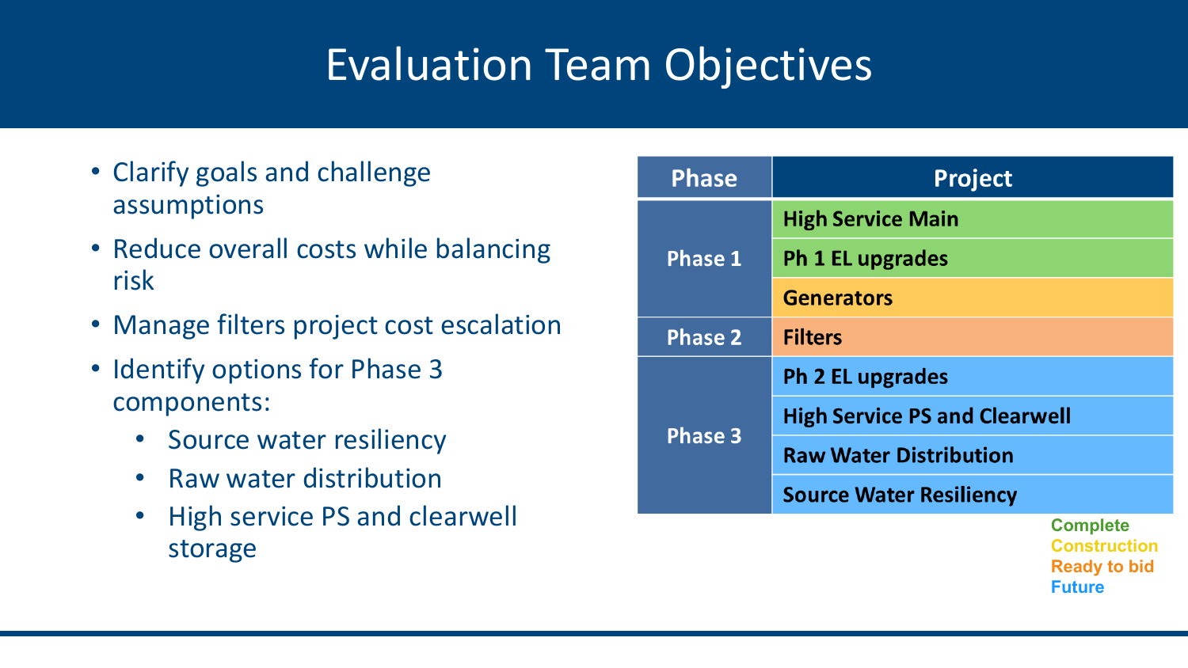# Evaluation Team Objectives

- Clarify goals and challenge assumptions
- Reduce overall costs while balancing risk
- Manage filters project cost escalation
- Identify options for Phase 3 components:
  - Source water resiliency
  - Raw water distribution
  - High service PS and clearwell storage

| Phase | Project |
|---|---|
| Phase 1 | High Service Main |
| | Ph 1 EL upgrades |
| | Generators |
| Phase 2 | Filters |
| Phase 3 | Ph 2 EL upgrades |
| | High Service PS and Clearwell |
| | Raw Water Distribution |
| | Source Water Resiliency |

Complete
Construction
Ready to bid
Future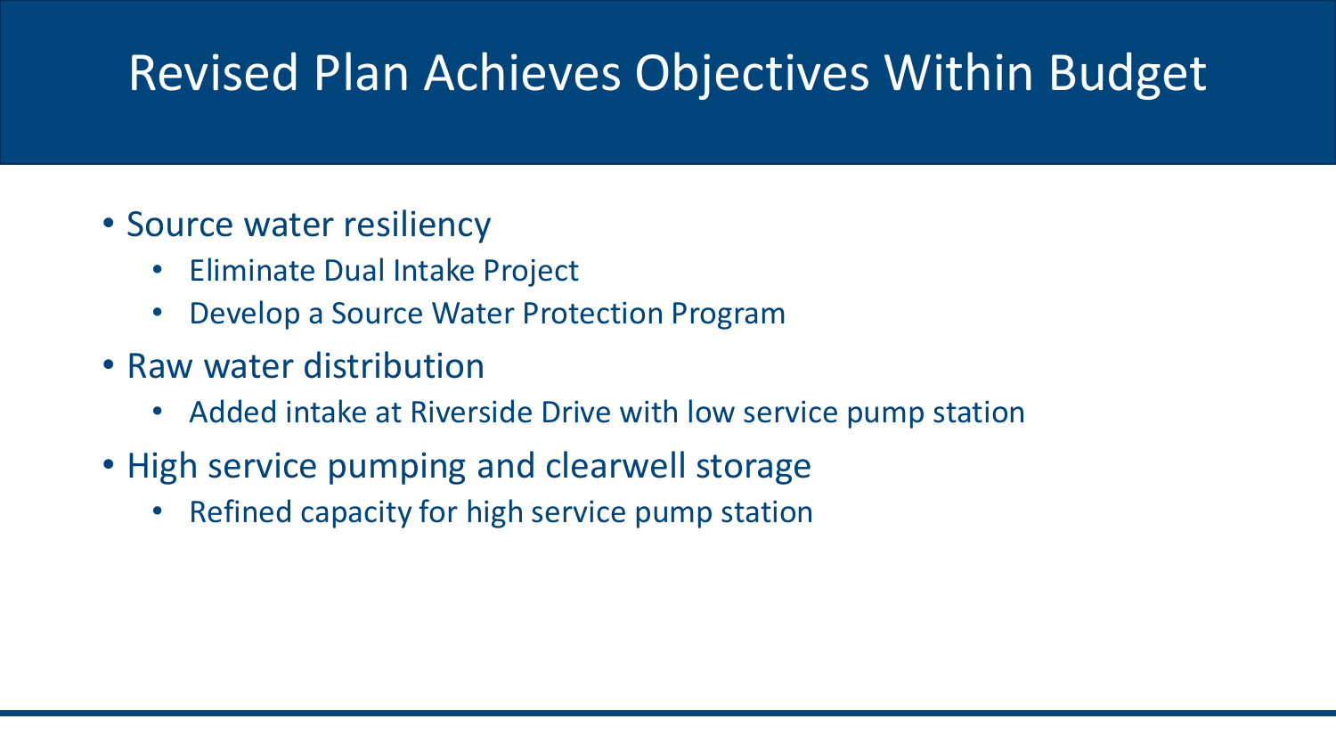# Revised Plan Achieves Objectives Within Budget

- Source water resiliency
  - Eliminate Dual Intake Project
  - Develop a Source Water Protection Program
- Raw water distribution
  - Added intake at Riverside Drive with low service pump station
- High service pumping and clearwell storage
  - Refined capacity for high service pump station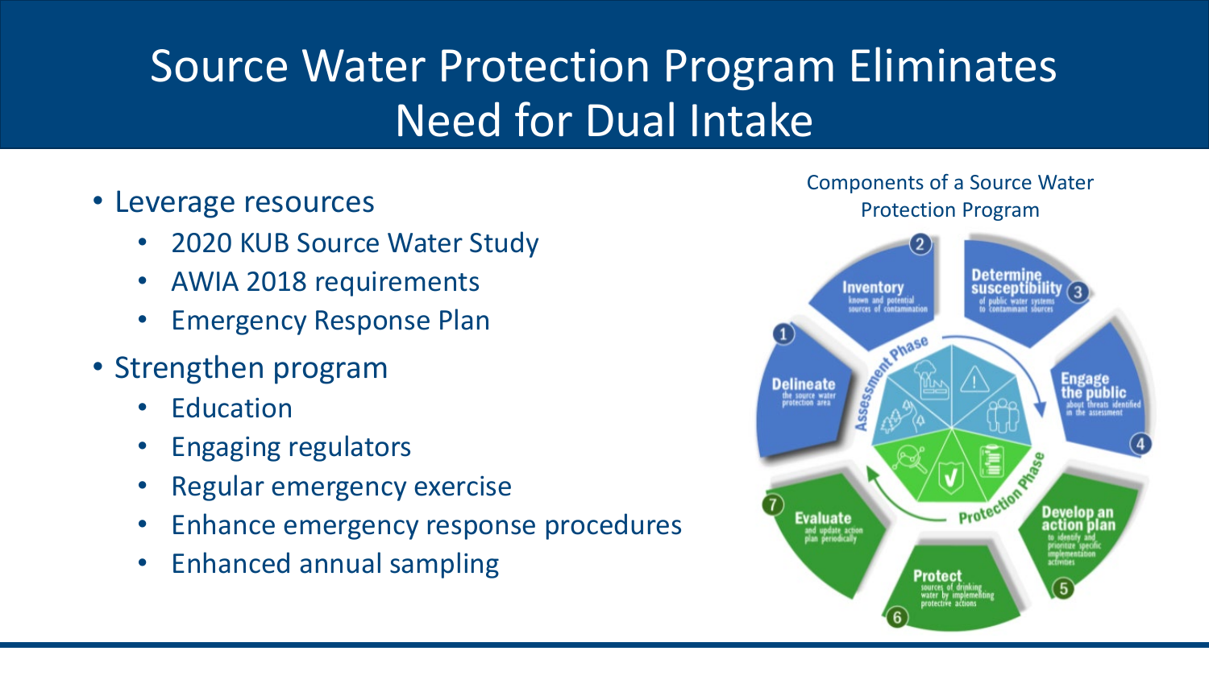# Source Water Protection Program Eliminates Need for Dual Intake

- Leverage resources
  - 2020 KUB Source Water Study
  - AWIA 2018 requirements
  - Emergency Response Plan
- Strengthen program
  - Education
  - Engaging regulators
  - Regular emergency exercise
  - Enhance emergency response procedures
  - Enhanced annual sampling

Components of a Source Water Protection Program

**Assessment Phase**

1. **Delineate** the source water protection area
2. **Inventory** known and potential sources of contamination
3. **Determine susceptibility** of public water systems to contaminant sources
4. **Engage the public** about threats identified in the assessment

**Protection Phase**

5. **Develop an action plan** to identify and prioritize specific implementation activities
6. **Protect** sources of drinking water by implementing protective actions
7. **Evaluate** and update action plan periodically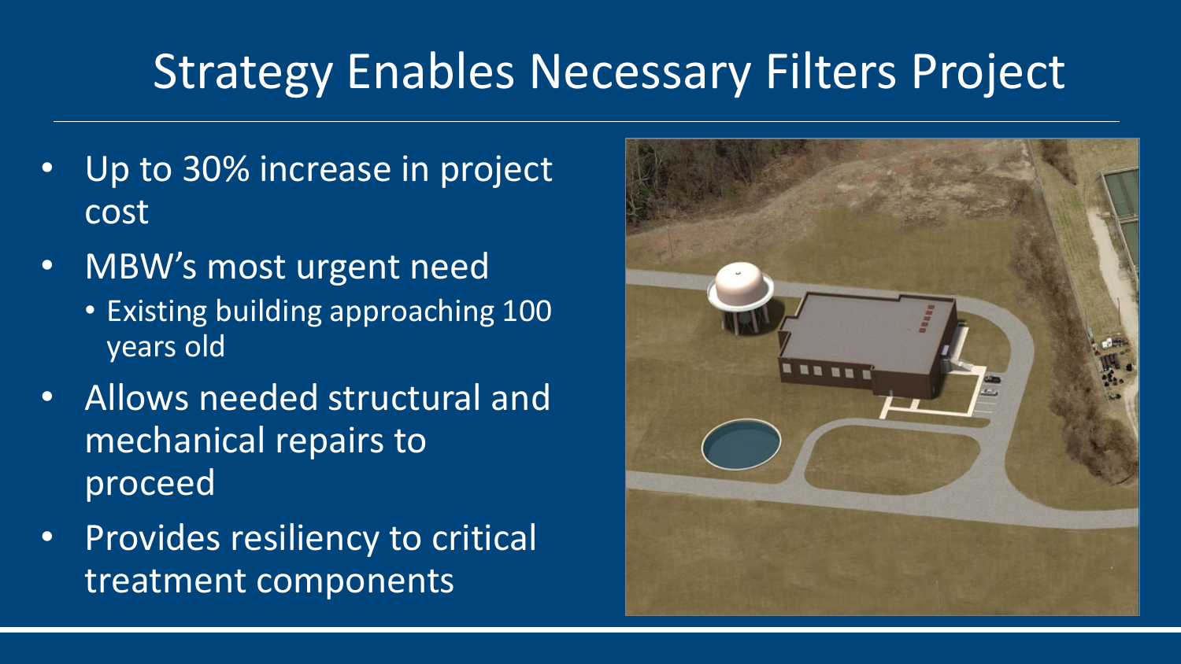# Strategy Enables Necessary Filters Project

- Up to 30% increase in project cost
- MBW's most urgent need
  - Existing building approaching 100 years old
- Allows needed structural and mechanical repairs to proceed
- Provides resiliency to critical treatment components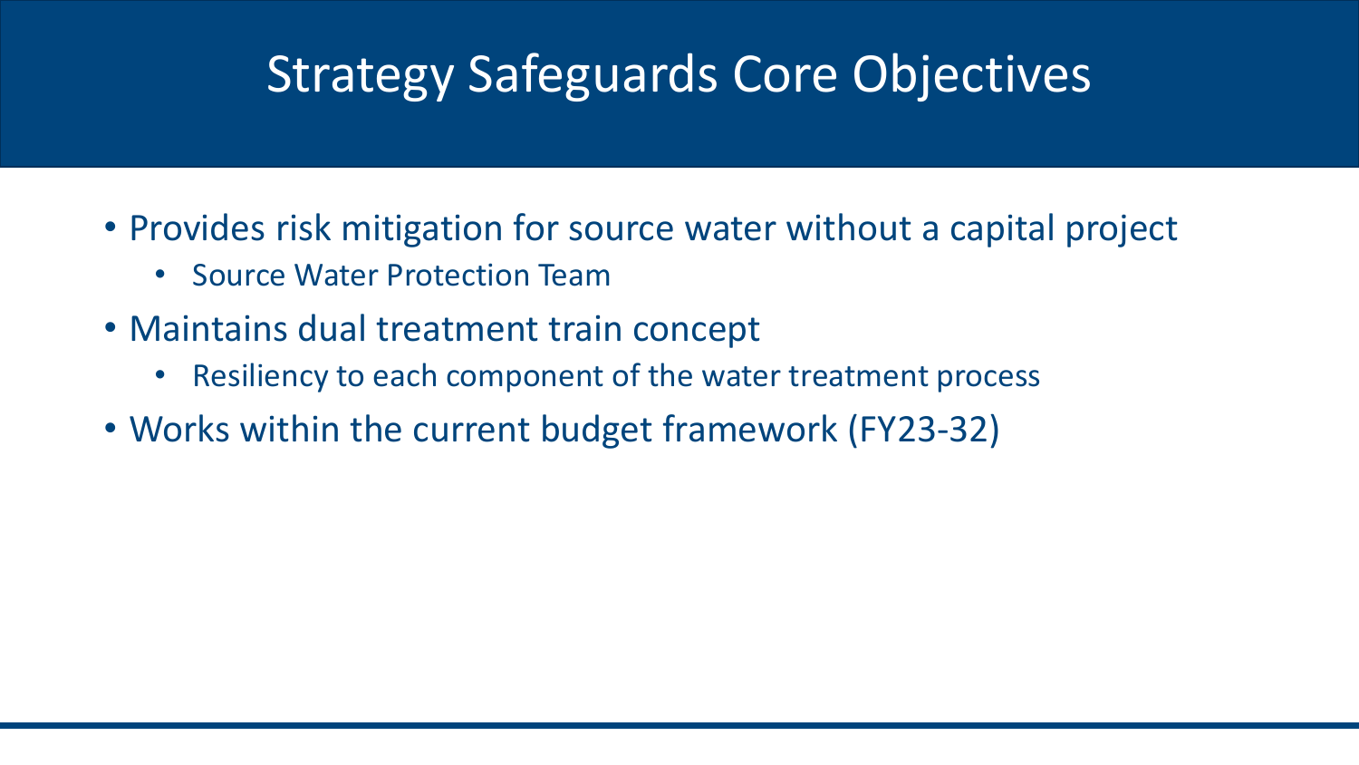# Strategy Safeguards Core Objectives

- Provides risk mitigation for source water without a capital project
  - Source Water Protection Team
- Maintains dual treatment train concept
  - Resiliency to each component of the water treatment process
- Works within the current budget framework (FY23-32)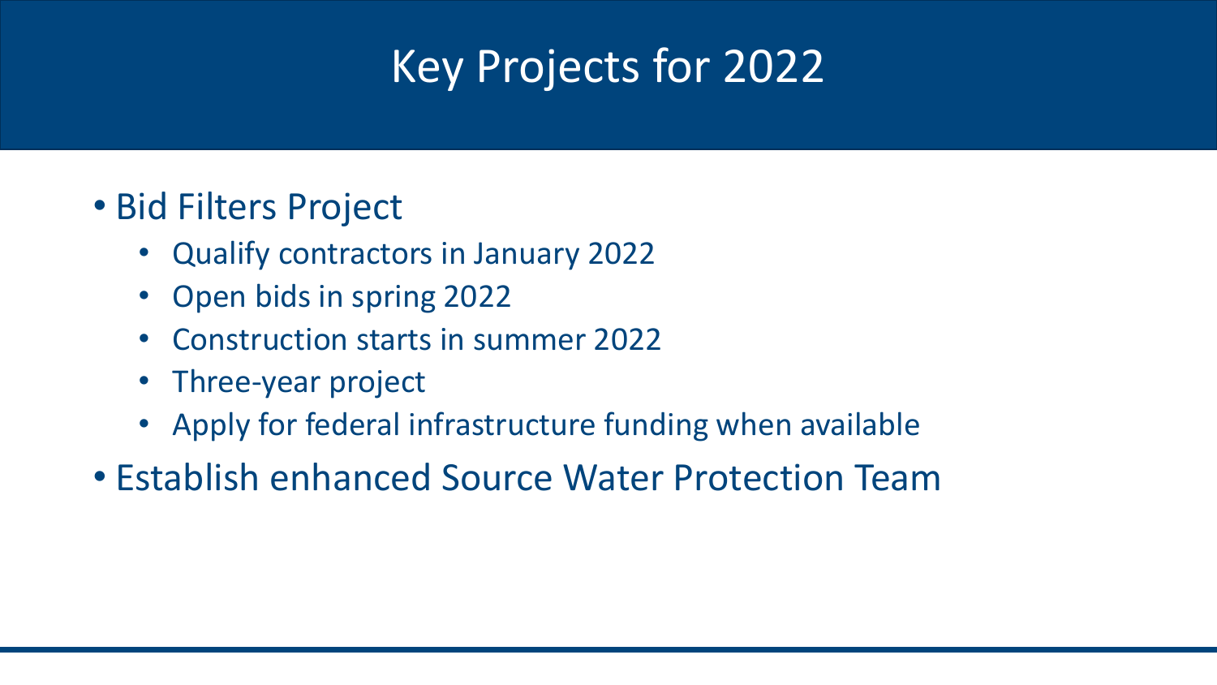# Key Projects for 2022

- Bid Filters Project
  - Qualify contractors in January 2022
  - Open bids in spring 2022
  - Construction starts in summer 2022
  - Three-year project
  - Apply for federal infrastructure funding when available
- Establish enhanced Source Water Protection Team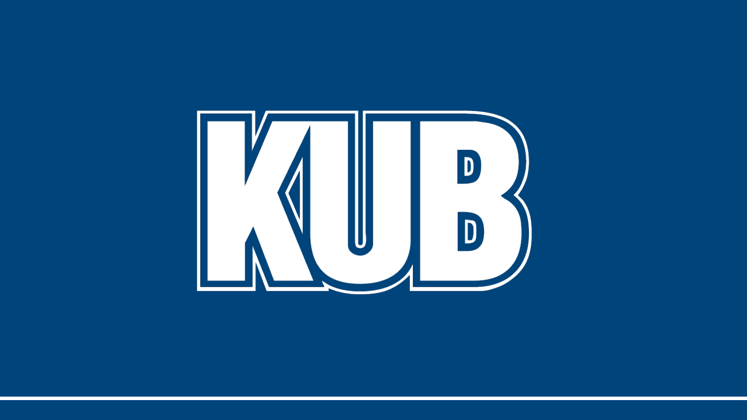KUB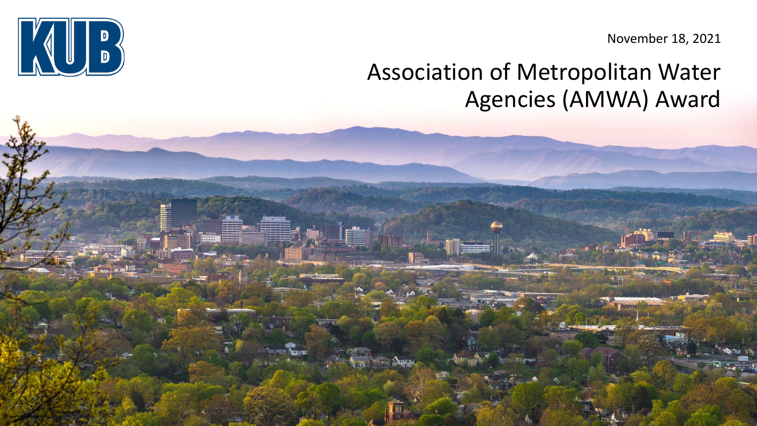November 18, 2021

# Association of Metropolitan Water Agencies (AMWA) Award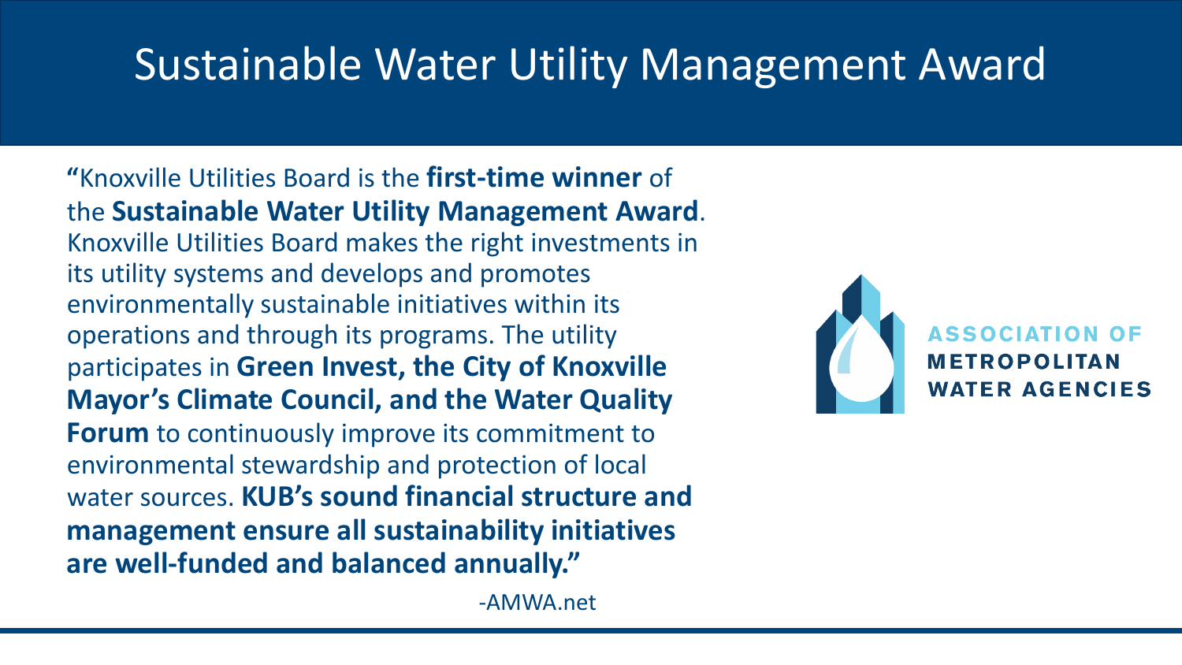# Sustainable Water Utility Management Award

**"**Knoxville Utilities Board is the **first-time winner** of the **Sustainable Water Utility Management Award**. Knoxville Utilities Board makes the right investments in its utility systems and develops and promotes environmentally sustainable initiatives within its operations and through its programs. The utility participates in **Green Invest, the City of Knoxville Mayor's Climate Council, and the Water Quality Forum** to continuously improve its commitment to environmental stewardship and protection of local water sources. **KUB's sound financial structure and management ensure all sustainability initiatives are well-funded and balanced annually."**

-AMWA.net

ASSOCIATION OF METROPOLITAN WATER AGENCIES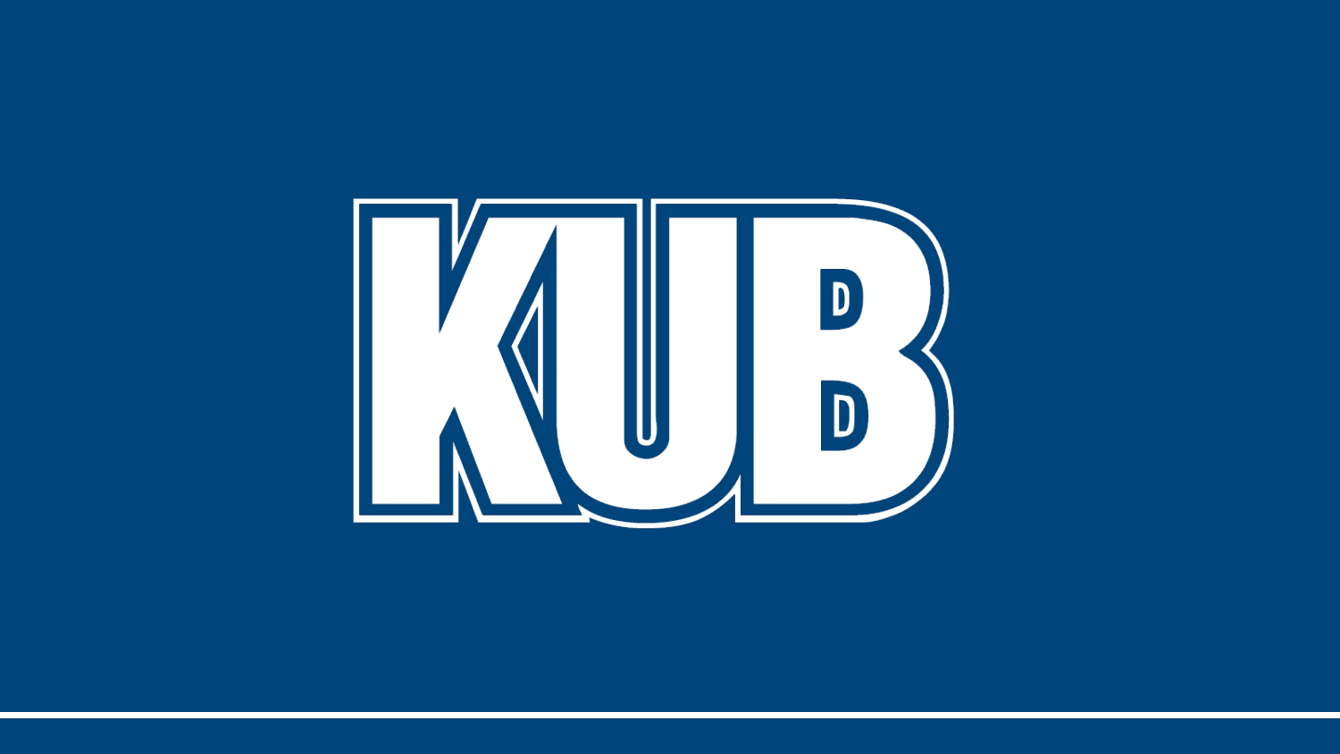KUB